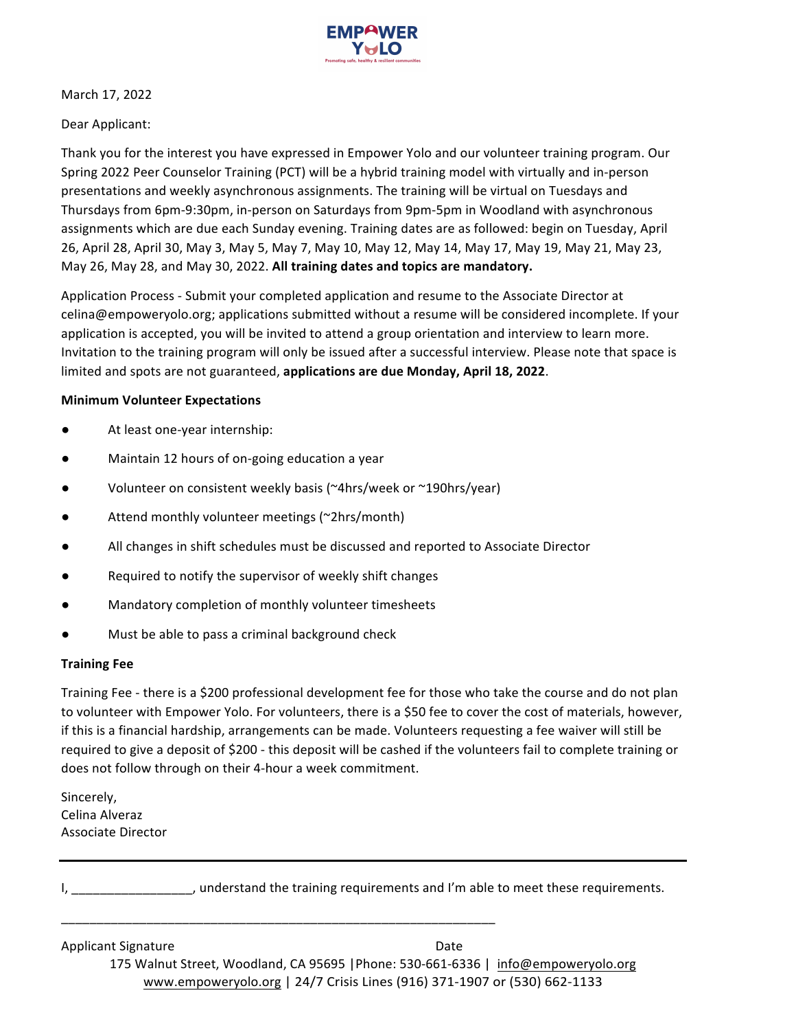EMPOWER YOLO

Promoting safe, healthy & resilient communities

March 17, 2022

Dear Applicant:

Thank you for the interest you have expressed in Empower Yolo and our volunteer training program. Our Spring 2022 Peer Counselor Training (PCT) will be a hybrid training model with virtually and in-person presentations and weekly asynchronous assignments. The training will be virtual on Tuesdays and Thursdays from 6pm-9:30pm, in-person on Saturdays from 9pm-5pm in Woodland with asynchronous assignments which are due each Sunday evening. Training dates are as followed: begin on Tuesday, April 26, April 28, April 30, May 3, May 5, May 7, May 10, May 12, May 14, May 17, May 19, May 21, May 23, May 26, May 28, and May 30, 2022. **All training dates and topics are mandatory.**

Application Process - Submit your completed application and resume to the Associate Director at celina@empoweryolo.org; applications submitted without a resume will be considered incomplete. If your application is accepted, you will be invited to attend a group orientation and interview to learn more. Invitation to the training program will only be issued after a successful interview. Please note that space is limited and spots are not guaranteed, **applications are due Monday, April 18, 2022**.

**Minimum Volunteer Expectations**

- At least one-year internship:
- Maintain 12 hours of on-going education a year
- Volunteer on consistent weekly basis (~4hrs/week or ~190hrs/year)
- Attend monthly volunteer meetings (~2hrs/month)
- All changes in shift schedules must be discussed and reported to Associate Director
- Required to notify the supervisor of weekly shift changes
- Mandatory completion of monthly volunteer timesheets
- Must be able to pass a criminal background check

**Training Fee**

Training Fee - there is a $200 professional development fee for those who take the course and do not plan to volunteer with Empower Yolo. For volunteers, there is a $50 fee to cover the cost of materials, however, if this is a financial hardship, arrangements can be made. Volunteers requesting a fee waiver will still be required to give a deposit of $200 - this deposit will be cashed if the volunteers fail to complete training or does not follow through on their 4-hour a week commitment.

Sincerely,
Celina Alveraz
Associate Director

---

I, _________________, understand the training requirements and I'm able to meet these requirements.

_______________________________________________________________

Applicant Signature                                                                 Date

175 Walnut Street, Woodland, CA 95695 | Phone: 530-661-6336 | info@empoweryolo.org
www.empoweryolo.org | 24/7 Crisis Lines (916) 371-1907 or (530) 662-1133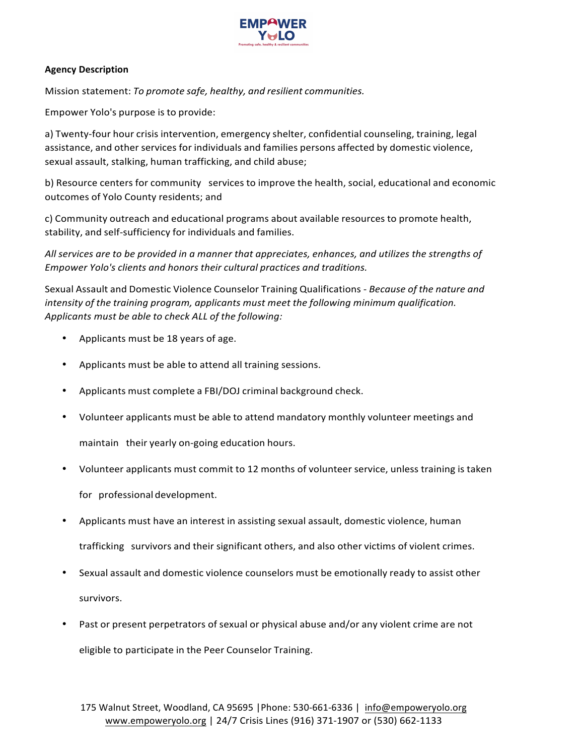**Agency Description**

Mission statement: *To promote safe, healthy, and resilient communities.*

Empower Yolo's purpose is to provide:

a) Twenty-four hour crisis intervention, emergency shelter, confidential counseling, training, legal assistance, and other services for individuals and families persons affected by domestic violence, sexual assault, stalking, human trafficking, and child abuse;

b) Resource centers for community services to improve the health, social, educational and economic outcomes of Yolo County residents; and

c) Community outreach and educational programs about available resources to promote health, stability, and self-sufficiency for individuals and families.

*All services are to be provided in a manner that appreciates, enhances, and utilizes the strengths of Empower Yolo's clients and honors their cultural practices and traditions.*

Sexual Assault and Domestic Violence Counselor Training Qualifications - *Because of the nature and intensity of the training program, applicants must meet the following minimum qualification. Applicants must be able to check ALL of the following:*

- Applicants must be 18 years of age.
- Applicants must be able to attend all training sessions.
- Applicants must complete a FBI/DOJ criminal background check.
- Volunteer applicants must be able to attend mandatory monthly volunteer meetings and maintain their yearly on-going education hours.
- Volunteer applicants must commit to 12 months of volunteer service, unless training is taken for professional development.
- Applicants must have an interest in assisting sexual assault, domestic violence, human trafficking survivors and their significant others, and also other victims of violent crimes.
- Sexual assault and domestic violence counselors must be emotionally ready to assist other survivors.
- Past or present perpetrators of sexual or physical abuse and/or any violent crime are not eligible to participate in the Peer Counselor Training.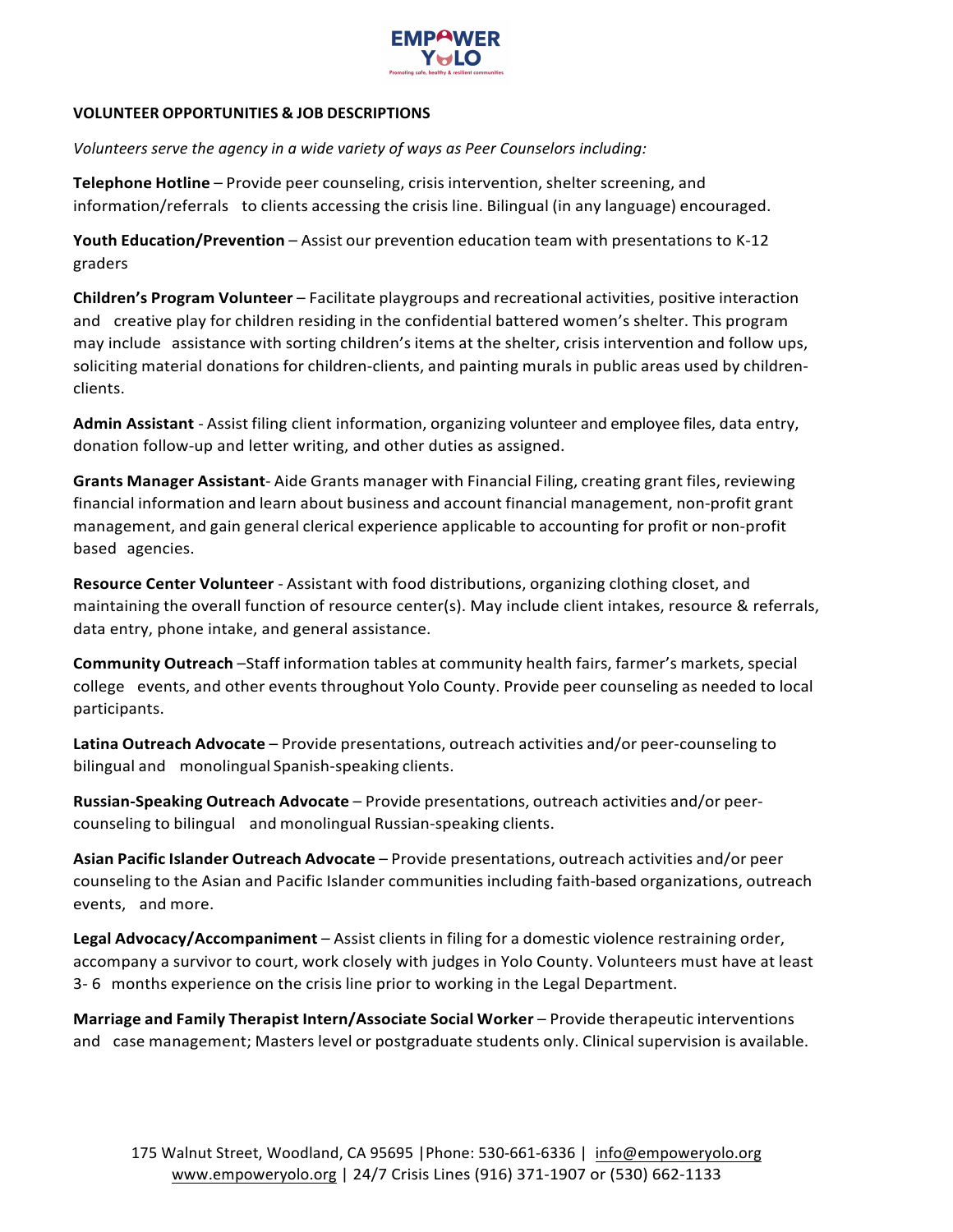**VOLUNTEER OPPORTUNITIES & JOB DESCRIPTIONS**

*Volunteers serve the agency in a wide variety of ways as Peer Counselors including:*

**Telephone Hotline** – Provide peer counseling, crisis intervention, shelter screening, and information/referrals to clients accessing the crisis line. Bilingual (in any language) encouraged.

**Youth Education/Prevention** – Assist our prevention education team with presentations to K-12 graders

**Children's Program Volunteer** – Facilitate playgroups and recreational activities, positive interaction and creative play for children residing in the confidential battered women's shelter. This program may include assistance with sorting children's items at the shelter, crisis intervention and follow ups, soliciting material donations for children-clients, and painting murals in public areas used by children-clients.

**Admin Assistant** - Assist filing client information, organizing volunteer and employee files, data entry, donation follow-up and letter writing, and other duties as assigned.

**Grants Manager Assistant**- Aide Grants manager with Financial Filing, creating grant files, reviewing financial information and learn about business and account financial management, non-profit grant management, and gain general clerical experience applicable to accounting for profit or non-profit based agencies.

**Resource Center Volunteer** - Assistant with food distributions, organizing clothing closet, and maintaining the overall function of resource center(s). May include client intakes, resource & referrals, data entry, phone intake, and general assistance.

**Community Outreach** –Staff information tables at community health fairs, farmer's markets, special college events, and other events throughout Yolo County. Provide peer counseling as needed to local participants.

**Latina Outreach Advocate** – Provide presentations, outreach activities and/or peer-counseling to bilingual and monolingual Spanish-speaking clients.

**Russian-Speaking Outreach Advocate** – Provide presentations, outreach activities and/or peer-counseling to bilingual and monolingual Russian-speaking clients.

**Asian Pacific Islander Outreach Advocate** – Provide presentations, outreach activities and/or peer counseling to the Asian and Pacific Islander communities including faith-based organizations, outreach events, and more.

**Legal Advocacy/Accompaniment** – Assist clients in filing for a domestic violence restraining order, accompany a survivor to court, work closely with judges in Yolo County. Volunteers must have at least 3- 6 months experience on the crisis line prior to working in the Legal Department.

**Marriage and Family Therapist Intern/Associate Social Worker** – Provide therapeutic interventions and case management; Masters level or postgraduate students only. Clinical supervision is available.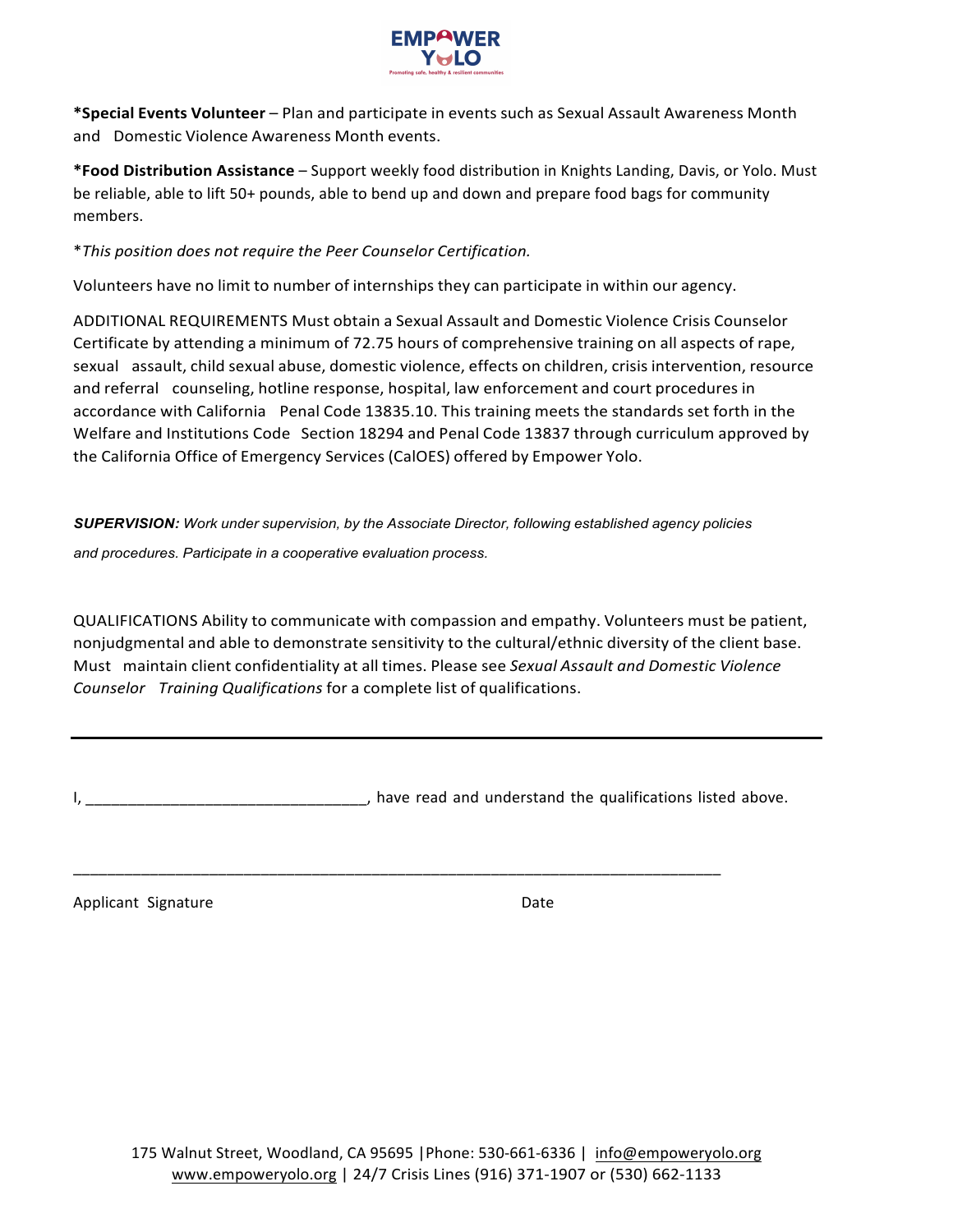**\*Special Events Volunteer** – Plan and participate in events such as Sexual Assault Awareness Month and Domestic Violence Awareness Month events.

**\*Food Distribution Assistance** – Support weekly food distribution in Knights Landing, Davis, or Yolo. Must be reliable, able to lift 50+ pounds, able to bend up and down and prepare food bags for community members.

\**This position does not require the Peer Counselor Certification.*

Volunteers have no limit to number of internships they can participate in within our agency.

ADDITIONAL REQUIREMENTS Must obtain a Sexual Assault and Domestic Violence Crisis Counselor Certificate by attending a minimum of 72.75 hours of comprehensive training on all aspects of rape, sexual assault, child sexual abuse, domestic violence, effects on children, crisis intervention, resource and referral counseling, hotline response, hospital, law enforcement and court procedures in accordance with California Penal Code 13835.10. This training meets the standards set forth in the Welfare and Institutions Code Section 18294 and Penal Code 13837 through curriculum approved by the California Office of Emergency Services (CalOES) offered by Empower Yolo.

***SUPERVISION:*** *Work under supervision, by the Associate Director, following established agency policies and procedures. Participate in a cooperative evaluation process.*

QUALIFICATIONS Ability to communicate with compassion and empathy. Volunteers must be patient, nonjudgmental and able to demonstrate sensitivity to the cultural/ethnic diversity of the client base. Must maintain client confidentiality at all times. Please see *Sexual Assault and Domestic Violence Counselor Training Qualifications* for a complete list of qualifications.

---

I, ________________________________, have read and understand the qualifications listed above.

_____________________________________________________________________________

Applicant Signature Date

175 Walnut Street, Woodland, CA 95695 | Phone: 530-661-6336 | info@empoweryolo.org
www.empoweryolo.org | 24/7 Crisis Lines (916) 371-1907 or (530) 662-1133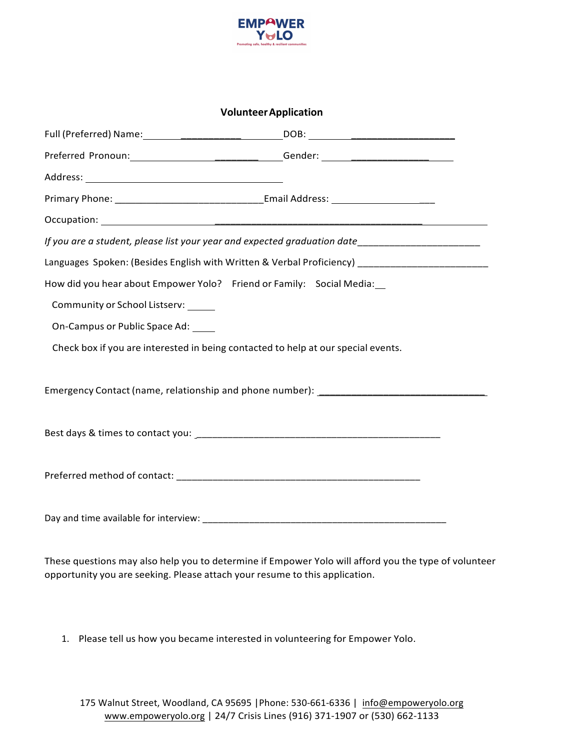EMPOWER YOLO

Promoting safe, healthy & resilient communities

## Volunteer Application

Full (Preferred) Name:\_\_\_\_\_\_\_\_\_\_\_\_\_\_\_\_\_\_\_\_\_\_\_\_\_\_\_\_\_\_ DOB: \_\_\_\_\_\_\_\_\_\_\_\_\_\_\_\_\_\_\_\_\_\_\_\_\_\_\_\_\_\_

Preferred Pronoun:\_\_\_\_\_\_\_\_\_\_\_\_\_\_\_\_\_\_\_\_\_\_\_\_\_\_\_\_\_\_ Gender: \_\_\_\_\_\_\_\_\_\_\_\_\_\_\_\_\_\_\_\_\_\_\_\_\_\_

Address: \_\_\_\_\_\_\_\_\_\_\_\_\_\_\_\_\_\_\_\_\_\_\_\_\_\_\_\_\_\_\_\_\_\_\_\_\_\_\_\_

Primary Phone: \_\_\_\_\_\_\_\_\_\_\_\_\_\_\_\_\_\_\_\_\_\_\_\_\_\_\_\_ Email Address: \_\_\_\_\_\_\_\_\_\_\_\_\_\_\_\_\_\_\_\_\_\_

Occupation: \_\_\_\_\_\_\_\_\_\_\_\_\_\_\_\_\_\_\_\_\_\_\_\_\_\_\_\_\_\_\_\_\_\_\_\_\_\_\_\_\_\_\_\_\_\_\_\_\_\_\_\_\_\_\_\_\_\_\_\_\_\_\_\_\_\_\_\_\_\_\_\_\_\_\_

*If you are a student, please list your year and expected graduation date*\_\_\_\_\_\_\_\_\_\_\_\_\_\_\_\_\_\_\_\_\_\_\_\_

Languages Spoken: (Besides English with Written & Verbal Proficiency) \_\_\_\_\_\_\_\_\_\_\_\_\_\_\_\_\_\_\_\_\_\_\_\_\_\_

How did you hear about Empower Yolo? Friend or Family: Social Media:\_\_

Community or School Listserv: \_\_\_\_\_

On-Campus or Public Space Ad: \_\_\_\_

Check box if you are interested in being contacted to help at our special events.

Emergency Contact (name, relationship and phone number): \_\_\_\_\_\_\_\_\_\_\_\_\_\_\_\_\_\_\_\_\_\_\_\_\_\_\_\_\_\_\_\_\_\_

Best days & times to contact you: \_\_\_\_\_\_\_\_\_\_\_\_\_\_\_\_\_\_\_\_\_\_\_\_\_\_\_\_\_\_\_\_\_\_\_\_\_\_\_\_\_\_\_\_\_\_\_\_

Preferred method of contact: \_\_\_\_\_\_\_\_\_\_\_\_\_\_\_\_\_\_\_\_\_\_\_\_\_\_\_\_\_\_\_\_\_\_\_\_\_\_\_\_\_\_\_\_\_\_\_\_

Day and time available for interview: \_\_\_\_\_\_\_\_\_\_\_\_\_\_\_\_\_\_\_\_\_\_\_\_\_\_\_\_\_\_\_\_\_\_\_\_\_\_\_\_\_\_\_\_\_\_\_\_

These questions may also help you to determine if Empower Yolo will afford you the type of volunteer opportunity you are seeking. Please attach your resume to this application.

1. Please tell us how you became interested in volunteering for Empower Yolo.

175 Walnut Street, Woodland, CA 95695 |Phone: 530-661-6336 | info@empoweryolo.org
www.empoweryolo.org | 24/7 Crisis Lines (916) 371-1907 or (530) 662-1133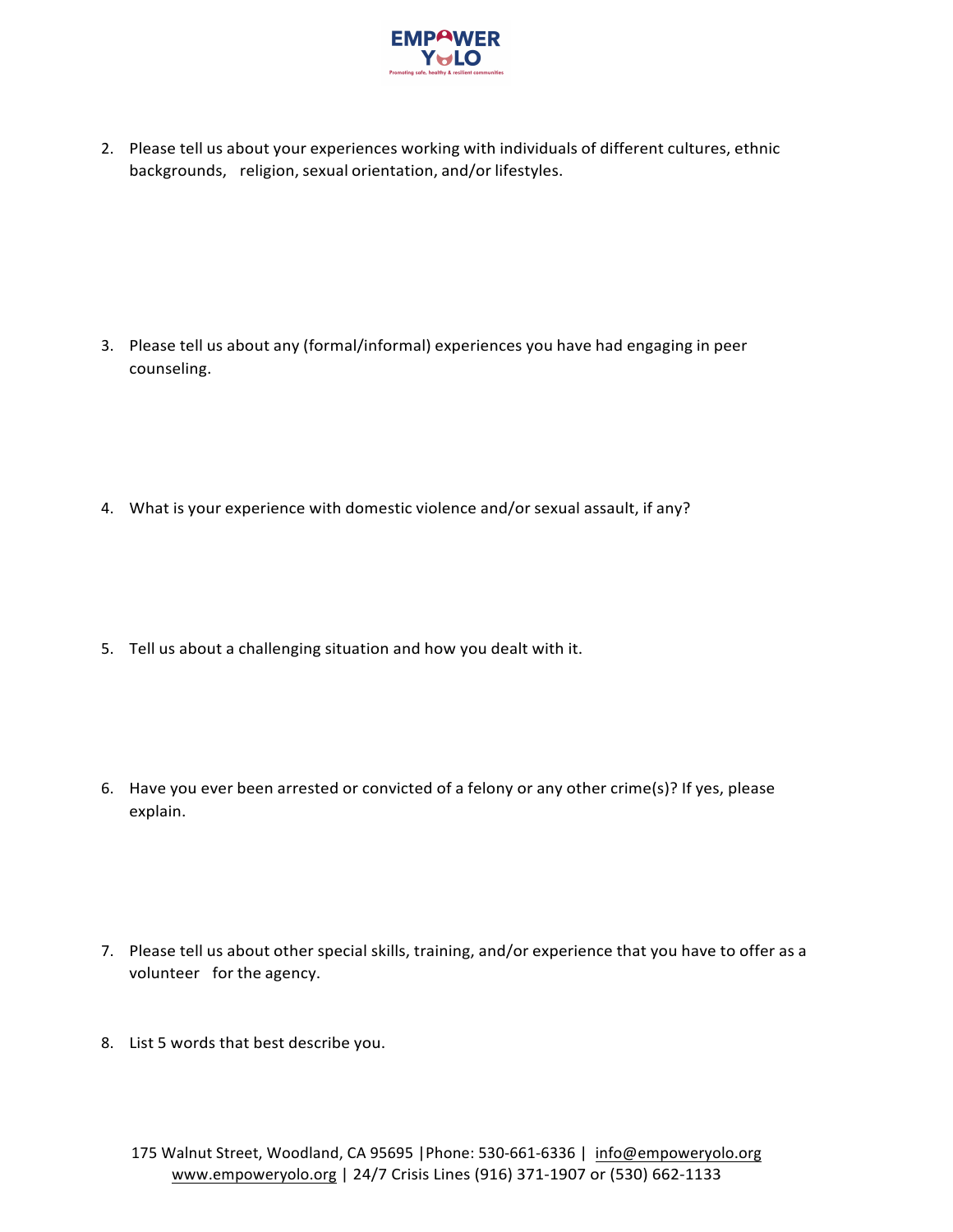2. Please tell us about your experiences working with individuals of different cultures, ethnic backgrounds, religion, sexual orientation, and/or lifestyles.

3. Please tell us about any (formal/informal) experiences you have had engaging in peer counseling.

4. What is your experience with domestic violence and/or sexual assault, if any?

5. Tell us about a challenging situation and how you dealt with it.

6. Have you ever been arrested or convicted of a felony or any other crime(s)? If yes, please explain.

7. Please tell us about other special skills, training, and/or experience that you have to offer as a volunteer for the agency.

8. List 5 words that best describe you.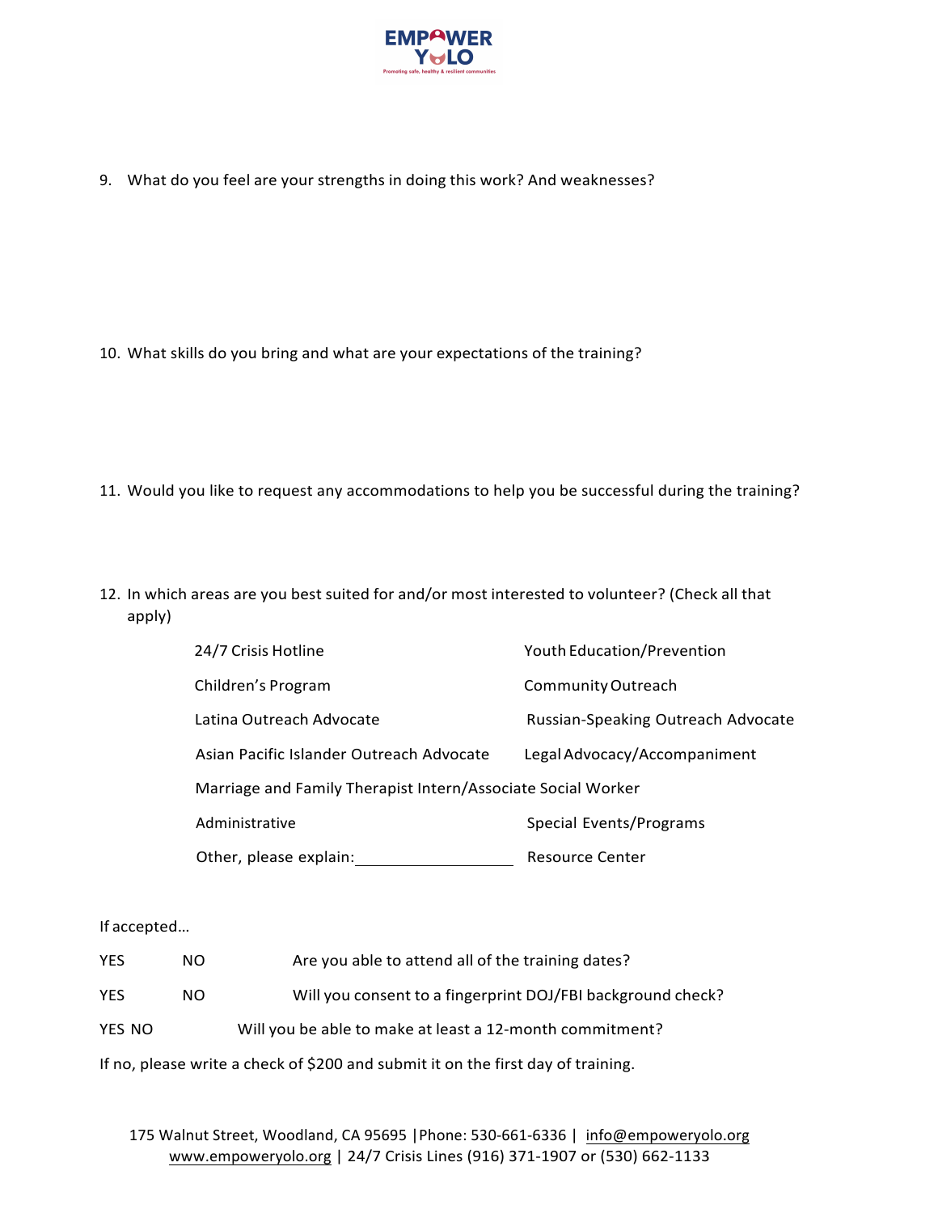9. What do you feel are your strengths in doing this work? And weaknesses?

10. What skills do you bring and what are your expectations of the training?

11. Would you like to request any accommodations to help you be successful during the training?

12. In which areas are you best suited for and/or most interested to volunteer? (Check all that apply)

| | |
|---|---|
| 24/7 Crisis Hotline | Youth Education/Prevention |
| Children's Program | Community Outreach |
| Latina Outreach Advocate | Russian-Speaking Outreach Advocate |
| Asian Pacific Islander Outreach Advocate | Legal Advocacy/Accompaniment |
| Marriage and Family Therapist Intern/Associate Social Worker | |
| Administrative | Special Events/Programs |
| Other, please explain: ____________________ | Resource Center |

If accepted…

YES NO Are you able to attend all of the training dates?

YES NO Will you consent to a fingerprint DOJ/FBI background check?

YES NO Will you be able to make at least a 12-month commitment?

If no, please write a check of $200 and submit it on the first day of training.

175 Walnut Street, Woodland, CA 95695 | Phone: 530-661-6336 | info@empoweryolo.org
www.empoweryolo.org | 24/7 Crisis Lines (916) 371-1907 or (530) 662-1133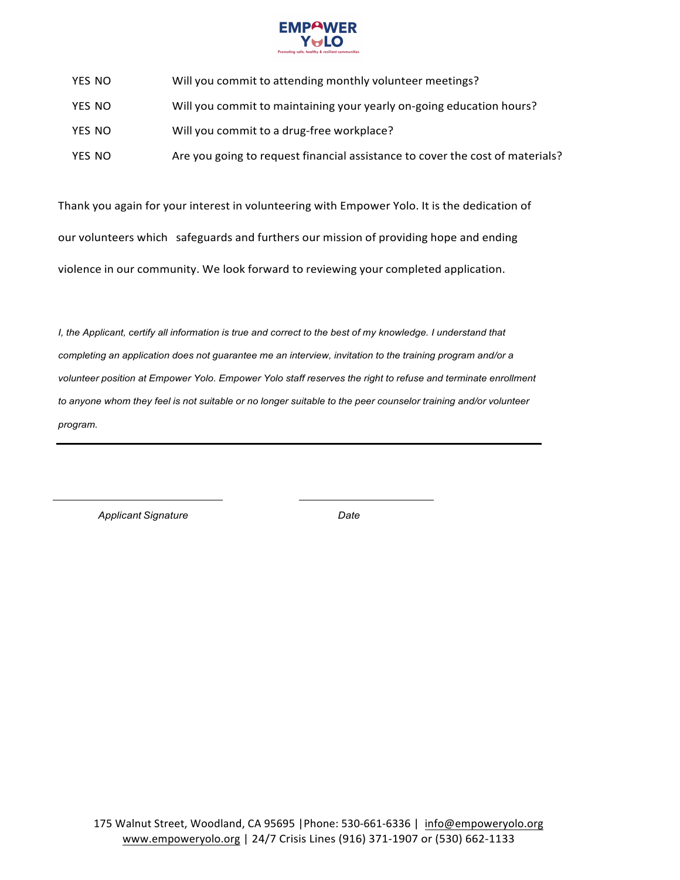| | |
|---|---|
| YES NO | Will you commit to attending monthly volunteer meetings? |
| YES NO | Will you commit to maintaining your yearly on-going education hours? |
| YES NO | Will you commit to a drug-free workplace? |
| YES NO | Are you going to request financial assistance to cover the cost of materials? |

Thank you again for your interest in volunteering with Empower Yolo. It is the dedication of our volunteers which safeguards and furthers our mission of providing hope and ending violence in our community. We look forward to reviewing your completed application.

*I, the Applicant, certify all information is true and correct to the best of my knowledge. I understand that completing an application does not guarantee me an interview, invitation to the training program and/or a volunteer position at Empower Yolo. Empower Yolo staff reserves the right to refuse and terminate enrollment to anyone whom they feel is not suitable or no longer suitable to the peer counselor training and/or volunteer program.*

---

_______________________________ _______________________

*Applicant Signature* *Date*

175 Walnut Street, Woodland, CA 95695 |Phone: 530-661-6336 | info@empoweryolo.org
www.empoweryolo.org | 24/7 Crisis Lines (916) 371-1907 or (530) 662-1133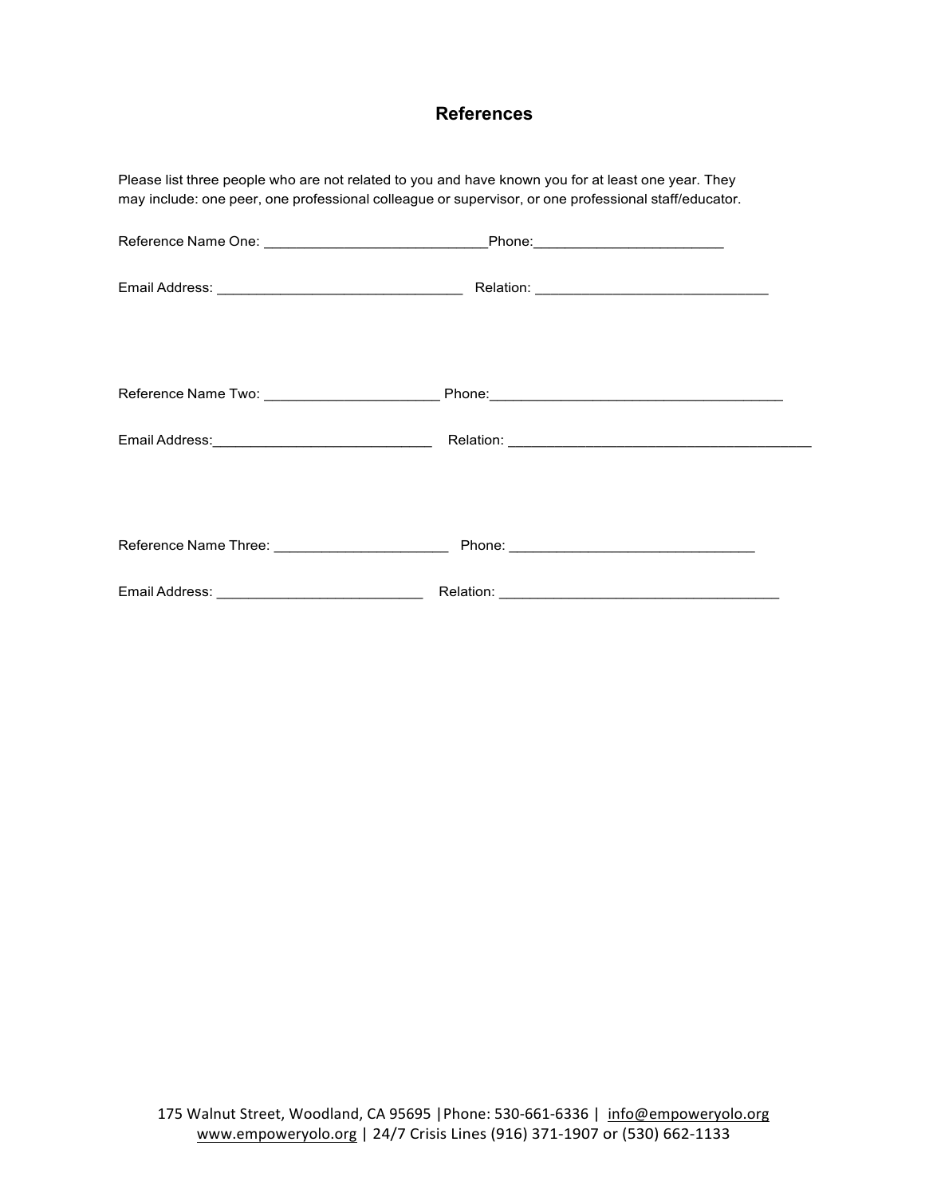## References

Please list three people who are not related to you and have known you for at least one year. They may include: one peer, one professional colleague or supervisor, or one professional staff/educator.

Reference Name One: ____________________________Phone:________________________

Email Address: _______________________________ Relation: ______________________________

Reference Name Two: ______________________ Phone:_____________________________________

Email Address:____________________________ Relation: _______________________________________

Reference Name Three: ______________________ Phone: _______________________________

Email Address: __________________________ Relation: ___________________________________

175 Walnut Street, Woodland, CA 95695 |Phone: 530-661-6336 | info@empoweryolo.org
www.empoweryolo.org | 24/7 Crisis Lines (916) 371-1907 or (530) 662-1133